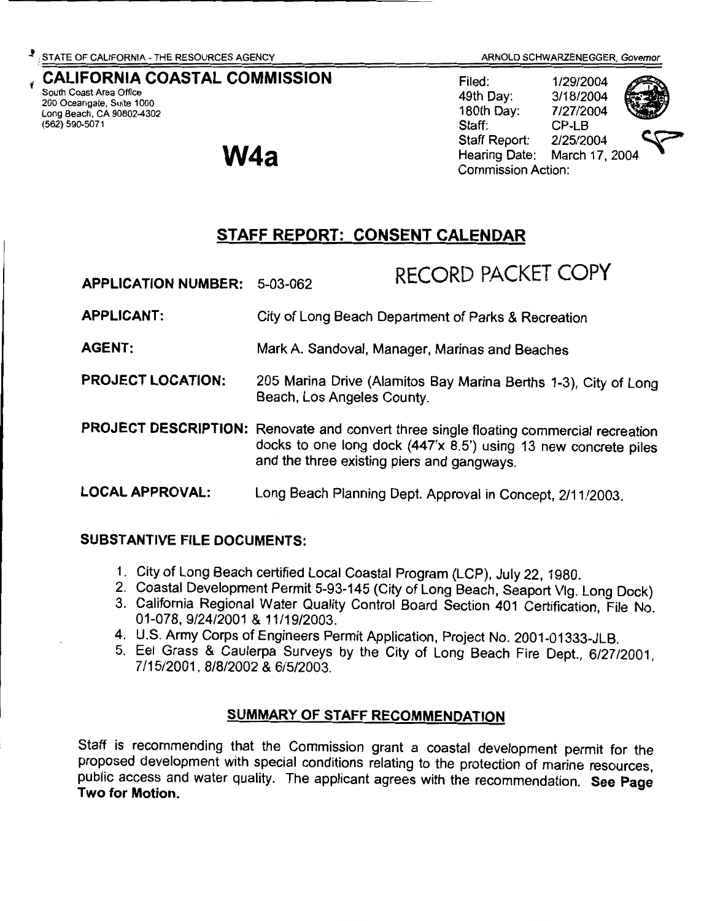STATE OF CALIFORNIA - THE RESOURCES AGENCY ARNOLD SCHWARZENEGGER, *Governor*

**CALIFORNIA COASTAL COMMISSION**
South Coast Area Office
200 Oceangate, Suite 1000
Long Beach, CA 90802-4302
(562) 590-5071

| | |
|---|---|
| Filed: | 1/29/2004 |
| 49th Day: | 3/18/2004 |
| 180th Day: | 7/27/2004 |
| Staff: | CP-LB |
| Staff Report: | 2/25/2004 |
| Hearing Date: | March 17, 2004 |
| Commission Action: | |

# W4a

## STAFF REPORT: CONSENT CALENDAR

**APPLICATION NUMBER:** 5-03-062

RECORD PACKET COPY

**APPLICANT:** City of Long Beach Department of Parks & Recreation

**AGENT:** Mark A. Sandoval, Manager, Marinas and Beaches

**PROJECT LOCATION:** 205 Marina Drive (Alamitos Bay Marina Berths 1-3), City of Long Beach, Los Angeles County.

**PROJECT DESCRIPTION:** Renovate and convert three single floating commercial recreation docks to one long dock (447'x 8.5') using 13 new concrete piles and the three existing piers and gangways.

**LOCAL APPROVAL:** Long Beach Planning Dept. Approval in Concept, 2/11/2003.

### SUBSTANTIVE FILE DOCUMENTS:

1. City of Long Beach certified Local Coastal Program (LCP), July 22, 1980.
2. Coastal Development Permit 5-93-145 (City of Long Beach, Seaport Vlg. Long Dock)
3. California Regional Water Quality Control Board Section 401 Certification, File No. 01-078, 9/24/2001 & 11/19/2003.
4. U.S. Army Corps of Engineers Permit Application, Project No. 2001-01333-JLB.
5. Eel Grass & Caulerpa Surveys by the City of Long Beach Fire Dept., 6/27/2001, 7/15/2001, 8/8/2002 & 6/5/2003.

### SUMMARY OF STAFF RECOMMENDATION

Staff is recommending that the Commission grant a coastal development permit for the proposed development with special conditions relating to the protection of marine resources, public access and water quality. The applicant agrees with the recommendation. **See Page Two for Motion.**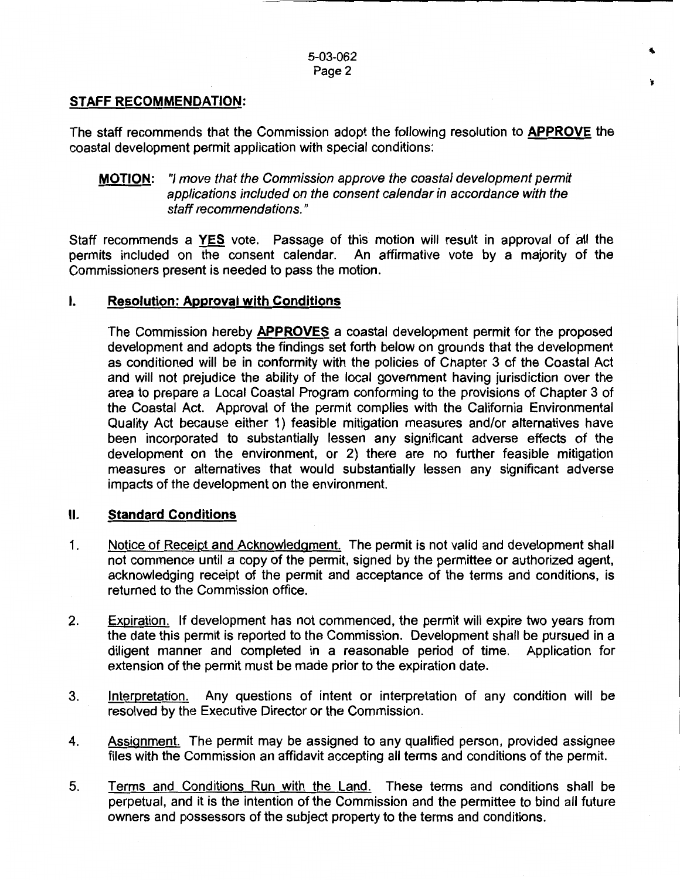## STAFF RECOMMENDATION:

The staff recommends that the Commission adopt the following resolution to **APPROVE** the coastal development permit application with special conditions:

> **MOTION:** *"I move that the Commission approve the coastal development permit applications included on the consent calendar in accordance with the staff recommendations."*

Staff recommends a **YES** vote. Passage of this motion will result in approval of all the permits included on the consent calendar. An affirmative vote by a majority of the Commissioners present is needed to pass the motion.

### I. Resolution: Approval with Conditions

The Commission hereby **APPROVES** a coastal development permit for the proposed development and adopts the findings set forth below on grounds that the development as conditioned will be in conformity with the policies of Chapter 3 of the Coastal Act and will not prejudice the ability of the local government having jurisdiction over the area to prepare a Local Coastal Program conforming to the provisions of Chapter 3 of the Coastal Act. Approval of the permit complies with the California Environmental Quality Act because either 1) feasible mitigation measures and/or alternatives have been incorporated to substantially lessen any significant adverse effects of the development on the environment, or 2) there are no further feasible mitigation measures or alternatives that would substantially lessen any significant adverse impacts of the development on the environment.

### II. Standard Conditions

1. Notice of Receipt and Acknowledgment. The permit is not valid and development shall not commence until a copy of the permit, signed by the permittee or authorized agent, acknowledging receipt of the permit and acceptance of the terms and conditions, is returned to the Commission office.

2. Expiration. If development has not commenced, the permit will expire two years from the date this permit is reported to the Commission. Development shall be pursued in a diligent manner and completed in a reasonable period of time. Application for extension of the permit must be made prior to the expiration date.

3. Interpretation. Any questions of intent or interpretation of any condition will be resolved by the Executive Director or the Commission.

4. Assignment. The permit may be assigned to any qualified person, provided assignee files with the Commission an affidavit accepting all terms and conditions of the permit.

5. Terms and Conditions Run with the Land. These terms and conditions shall be perpetual, and it is the intention of the Commission and the permittee to bind all future owners and possessors of the subject property to the terms and conditions.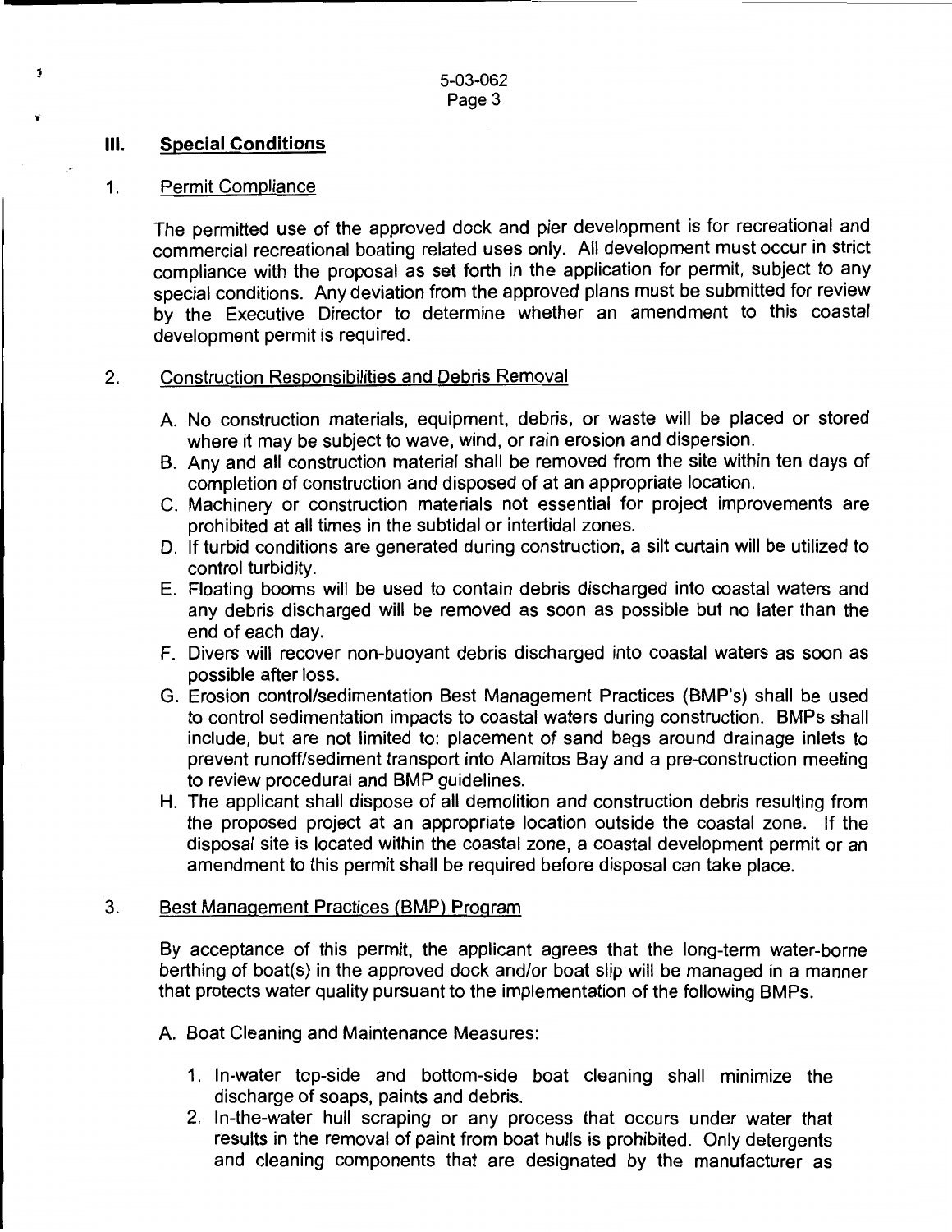## III. Special Conditions

### 1. Permit Compliance

The permitted use of the approved dock and pier development is for recreational and commercial recreational boating related uses only. All development must occur in strict compliance with the proposal as set forth in the application for permit, subject to any special conditions. Any deviation from the approved plans must be submitted for review by the Executive Director to determine whether an amendment to this coastal development permit is required.

### 2. Construction Responsibilities and Debris Removal

A. No construction materials, equipment, debris, or waste will be placed or stored where it may be subject to wave, wind, or rain erosion and dispersion.

B. Any and all construction material shall be removed from the site within ten days of completion of construction and disposed of at an appropriate location.

C. Machinery or construction materials not essential for project improvements are prohibited at all times in the subtidal or intertidal zones.

D. If turbid conditions are generated during construction, a silt curtain will be utilized to control turbidity.

E. Floating booms will be used to contain debris discharged into coastal waters and any debris discharged will be removed as soon as possible but no later than the end of each day.

F. Divers will recover non-buoyant debris discharged into coastal waters as soon as possible after loss.

G. Erosion control/sedimentation Best Management Practices (BMP's) shall be used to control sedimentation impacts to coastal waters during construction. BMPs shall include, but are not limited to: placement of sand bags around drainage inlets to prevent runoff/sediment transport into Alamitos Bay and a pre-construction meeting to review procedural and BMP guidelines.

H. The applicant shall dispose of all demolition and construction debris resulting from the proposed project at an appropriate location outside the coastal zone. If the disposal site is located within the coastal zone, a coastal development permit or an amendment to this permit shall be required before disposal can take place.

### 3. Best Management Practices (BMP) Program

By acceptance of this permit, the applicant agrees that the long-term water-borne berthing of boat(s) in the approved dock and/or boat slip will be managed in a manner that protects water quality pursuant to the implementation of the following BMPs.

A. Boat Cleaning and Maintenance Measures:

1. In-water top-side and bottom-side boat cleaning shall minimize the discharge of soaps, paints and debris.
2. In-the-water hull scraping or any process that occurs under water that results in the removal of paint from boat hulls is prohibited. Only detergents and cleaning components that are designated by the manufacturer as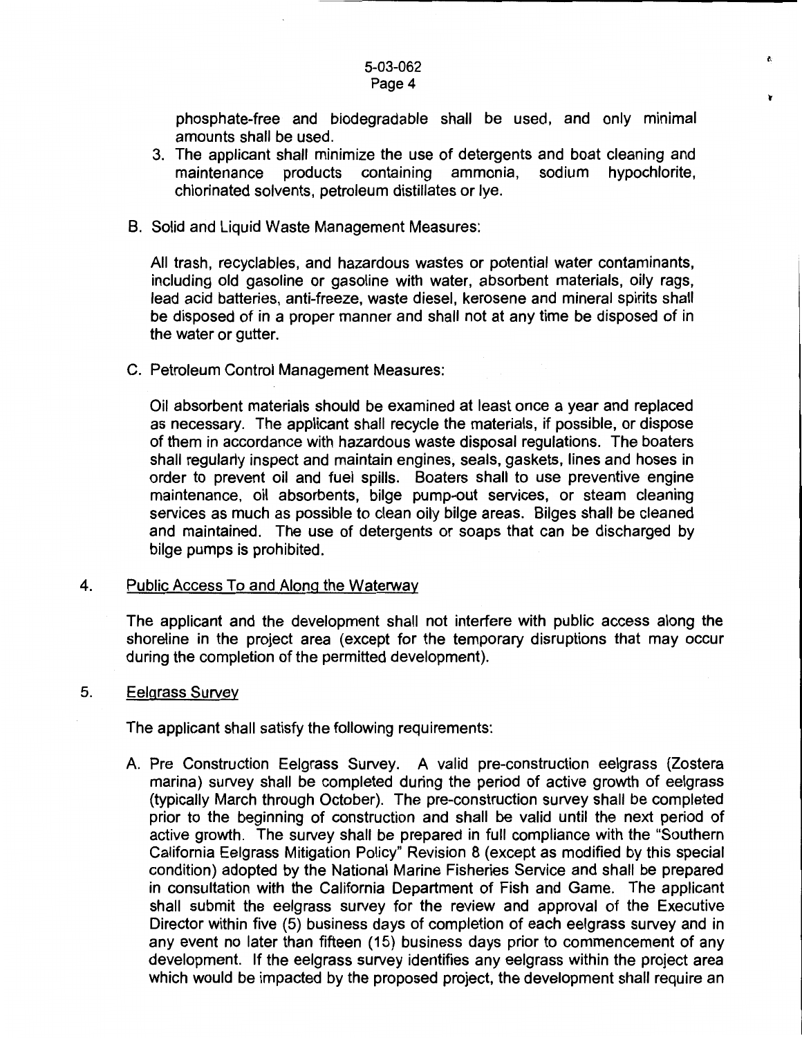phosphate-free and biodegradable shall be used, and only minimal amounts shall be used.

3. The applicant shall minimize the use of detergents and boat cleaning and maintenance products containing ammonia, sodium hypochlorite, chlorinated solvents, petroleum distillates or lye.

B. Solid and Liquid Waste Management Measures:

All trash, recyclables, and hazardous wastes or potential water contaminants, including old gasoline or gasoline with water, absorbent materials, oily rags, lead acid batteries, anti-freeze, waste diesel, kerosene and mineral spirits shall be disposed of in a proper manner and shall not at any time be disposed of in the water or gutter.

C. Petroleum Control Management Measures:

Oil absorbent materials should be examined at least once a year and replaced as necessary. The applicant shall recycle the materials, if possible, or dispose of them in accordance with hazardous waste disposal regulations. The boaters shall regularly inspect and maintain engines, seals, gaskets, lines and hoses in order to prevent oil and fuel spills. Boaters shall to use preventive engine maintenance, oil absorbents, bilge pump-out services, or steam cleaning services as much as possible to clean oily bilge areas. Bilges shall be cleaned and maintained. The use of detergents or soaps that can be discharged by bilge pumps is prohibited.

4. <u>Public Access To and Along the Waterway</u>

The applicant and the development shall not interfere with public access along the shoreline in the project area (except for the temporary disruptions that may occur during the completion of the permitted development).

5. <u>Eelgrass Survey</u>

The applicant shall satisfy the following requirements:

A. Pre Construction Eelgrass Survey. A valid pre-construction eelgrass (Zostera marina) survey shall be completed during the period of active growth of eelgrass (typically March through October). The pre-construction survey shall be completed prior to the beginning of construction and shall be valid until the next period of active growth. The survey shall be prepared in full compliance with the "Southern California Eelgrass Mitigation Policy" Revision 8 (except as modified by this special condition) adopted by the National Marine Fisheries Service and shall be prepared in consultation with the California Department of Fish and Game. The applicant shall submit the eelgrass survey for the review and approval of the Executive Director within five (5) business days of completion of each eelgrass survey and in any event no later than fifteen (15) business days prior to commencement of any development. If the eelgrass survey identifies any eelgrass within the project area which would be impacted by the proposed project, the development shall require an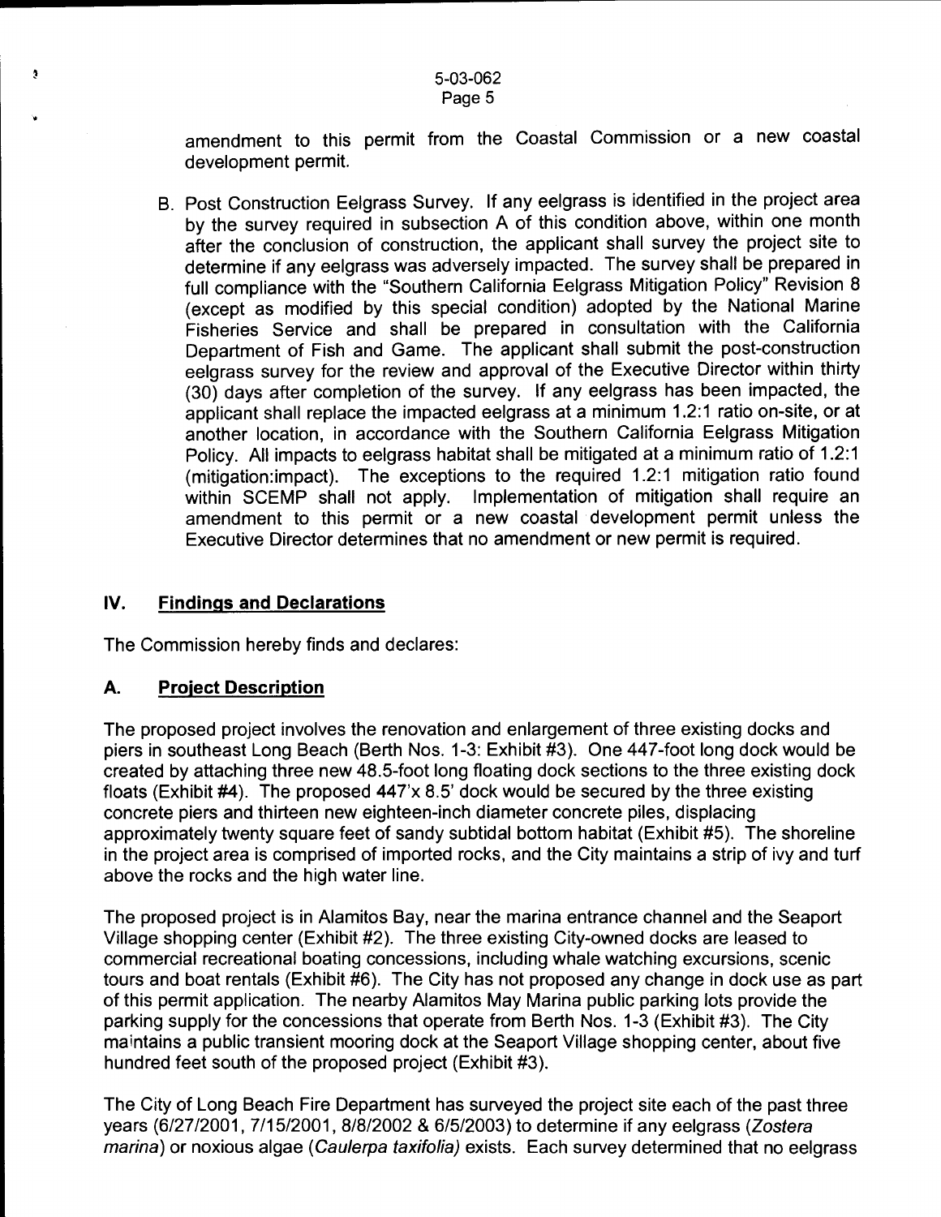amendment to this permit from the Coastal Commission or a new coastal development permit.

B. Post Construction Eelgrass Survey. If any eelgrass is identified in the project area by the survey required in subsection A of this condition above, within one month after the conclusion of construction, the applicant shall survey the project site to determine if any eelgrass was adversely impacted. The survey shall be prepared in full compliance with the "Southern California Eelgrass Mitigation Policy" Revision 8 (except as modified by this special condition) adopted by the National Marine Fisheries Service and shall be prepared in consultation with the California Department of Fish and Game. The applicant shall submit the post-construction eelgrass survey for the review and approval of the Executive Director within thirty (30) days after completion of the survey. If any eelgrass has been impacted, the applicant shall replace the impacted eelgrass at a minimum 1.2:1 ratio on-site, or at another location, in accordance with the Southern California Eelgrass Mitigation Policy. All impacts to eelgrass habitat shall be mitigated at a minimum ratio of 1.2:1 (mitigation:impact). The exceptions to the required 1.2:1 mitigation ratio found within SCEMP shall not apply. Implementation of mitigation shall require an amendment to this permit or a new coastal development permit unless the Executive Director determines that no amendment or new permit is required.

## IV. Findings and Declarations

The Commission hereby finds and declares:

### A. Project Description

The proposed project involves the renovation and enlargement of three existing docks and piers in southeast Long Beach (Berth Nos. 1-3: Exhibit #3). One 447-foot long dock would be created by attaching three new 48.5-foot long floating dock sections to the three existing dock floats (Exhibit #4). The proposed 447'x 8.5' dock would be secured by the three existing concrete piers and thirteen new eighteen-inch diameter concrete piles, displacing approximately twenty square feet of sandy subtidal bottom habitat (Exhibit #5). The shoreline in the project area is comprised of imported rocks, and the City maintains a strip of ivy and turf above the rocks and the high water line.

The proposed project is in Alamitos Bay, near the marina entrance channel and the Seaport Village shopping center (Exhibit #2). The three existing City-owned docks are leased to commercial recreational boating concessions, including whale watching excursions, scenic tours and boat rentals (Exhibit #6). The City has not proposed any change in dock use as part of this permit application. The nearby Alamitos May Marina public parking lots provide the parking supply for the concessions that operate from Berth Nos. 1-3 (Exhibit #3). The City maintains a public transient mooring dock at the Seaport Village shopping center, about five hundred feet south of the proposed project (Exhibit #3).

The City of Long Beach Fire Department has surveyed the project site each of the past three years (6/27/2001, 7/15/2001, 8/8/2002 & 6/5/2003) to determine if any eelgrass (*Zostera marina*) or noxious algae (*Caulerpa taxifolia*) exists. Each survey determined that no eelgrass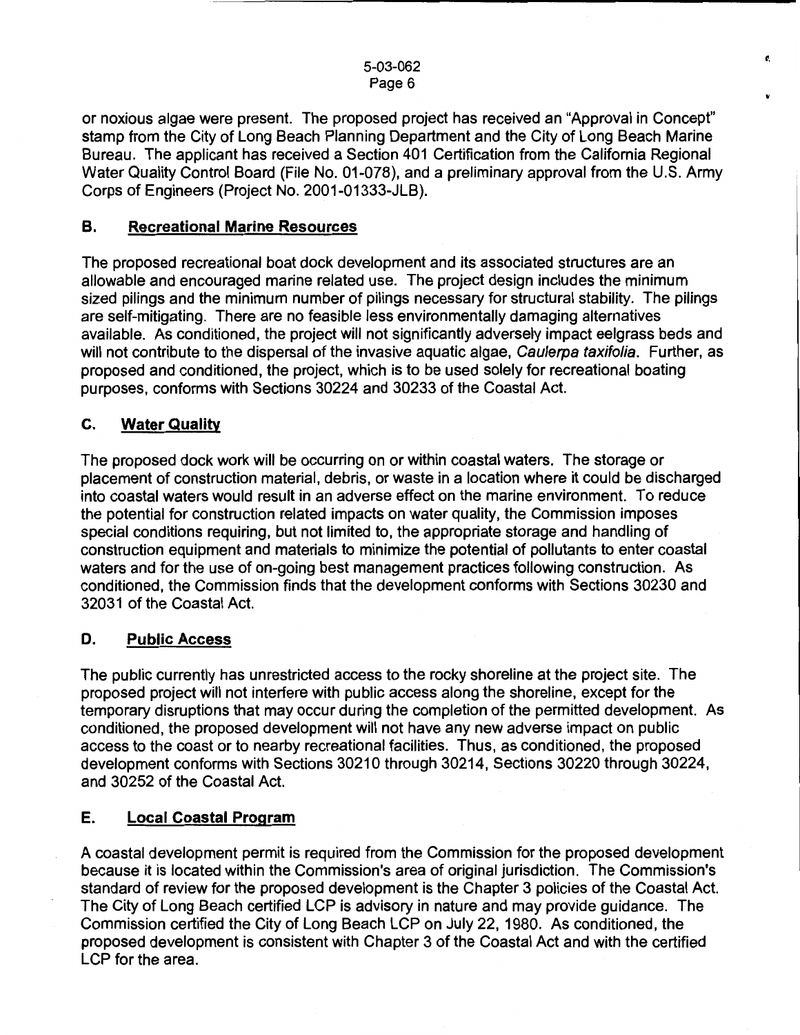or noxious algae were present. The proposed project has received an "Approval in Concept" stamp from the City of Long Beach Planning Department and the City of Long Beach Marine Bureau. The applicant has received a Section 401 Certification from the California Regional Water Quality Control Board (File No. 01-078), and a preliminary approval from the U.S. Army Corps of Engineers (Project No. 2001-01333-JLB).

## B. <u>Recreational Marine Resources</u>

The proposed recreational boat dock development and its associated structures are an allowable and encouraged marine related use. The project design includes the minimum sized pilings and the minimum number of pilings necessary for structural stability. The pilings are self-mitigating. There are no feasible less environmentally damaging alternatives available. As conditioned, the project will not significantly adversely impact eelgrass beds and will not contribute to the dispersal of the invasive aquatic algae, *Caulerpa taxifolia*. Further, as proposed and conditioned, the project, which is to be used solely for recreational boating purposes, conforms with Sections 30224 and 30233 of the Coastal Act.

## C. <u>Water Quality</u>

The proposed dock work will be occurring on or within coastal waters. The storage or placement of construction material, debris, or waste in a location where it could be discharged into coastal waters would result in an adverse effect on the marine environment. To reduce the potential for construction related impacts on water quality, the Commission imposes special conditions requiring, but not limited to, the appropriate storage and handling of construction equipment and materials to minimize the potential of pollutants to enter coastal waters and for the use of on-going best management practices following construction. As conditioned, the Commission finds that the development conforms with Sections 30230 and 32031 of the Coastal Act.

## D. <u>Public Access</u>

The public currently has unrestricted access to the rocky shoreline at the project site. The proposed project will not interfere with public access along the shoreline, except for the temporary disruptions that may occur during the completion of the permitted development. As conditioned, the proposed development will not have any new adverse impact on public access to the coast or to nearby recreational facilities. Thus, as conditioned, the proposed development conforms with Sections 30210 through 30214, Sections 30220 through 30224, and 30252 of the Coastal Act.

## E. <u>Local Coastal Program</u>

A coastal development permit is required from the Commission for the proposed development because it is located within the Commission's area of original jurisdiction. The Commission's standard of review for the proposed development is the Chapter 3 policies of the Coastal Act. The City of Long Beach certified LCP is advisory in nature and may provide guidance. The Commission certified the City of Long Beach LCP on July 22, 1980. As conditioned, the proposed development is consistent with Chapter 3 of the Coastal Act and with the certified LCP for the area.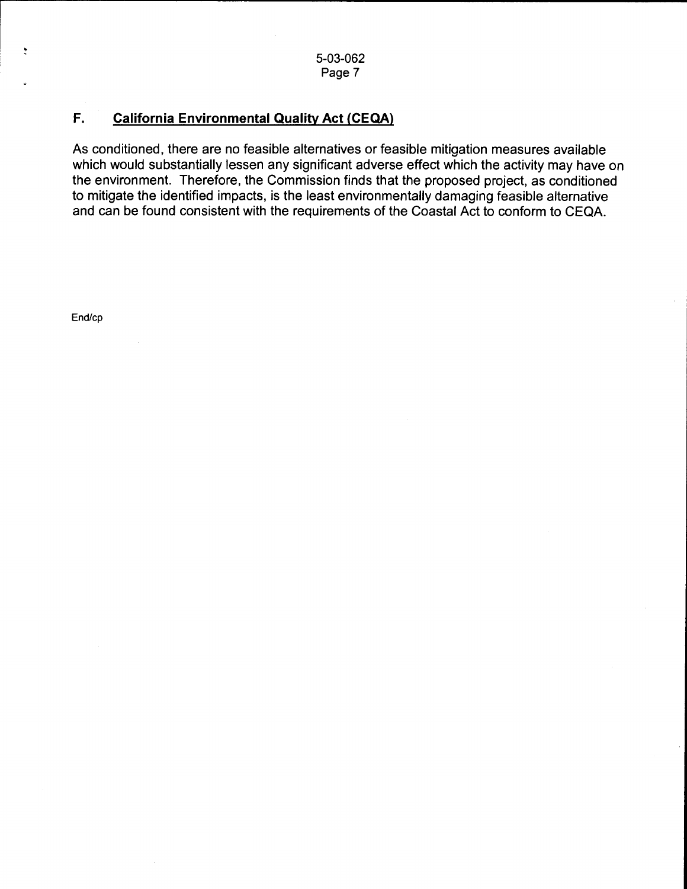## F. California Environmental Quality Act (CEQA)

As conditioned, there are no feasible alternatives or feasible mitigation measures available which would substantially lessen any significant adverse effect which the activity may have on the environment. Therefore, the Commission finds that the proposed project, as conditioned to mitigate the identified impacts, is the least environmentally damaging feasible alternative and can be found consistent with the requirements of the Coastal Act to conform to CEQA.

End/cp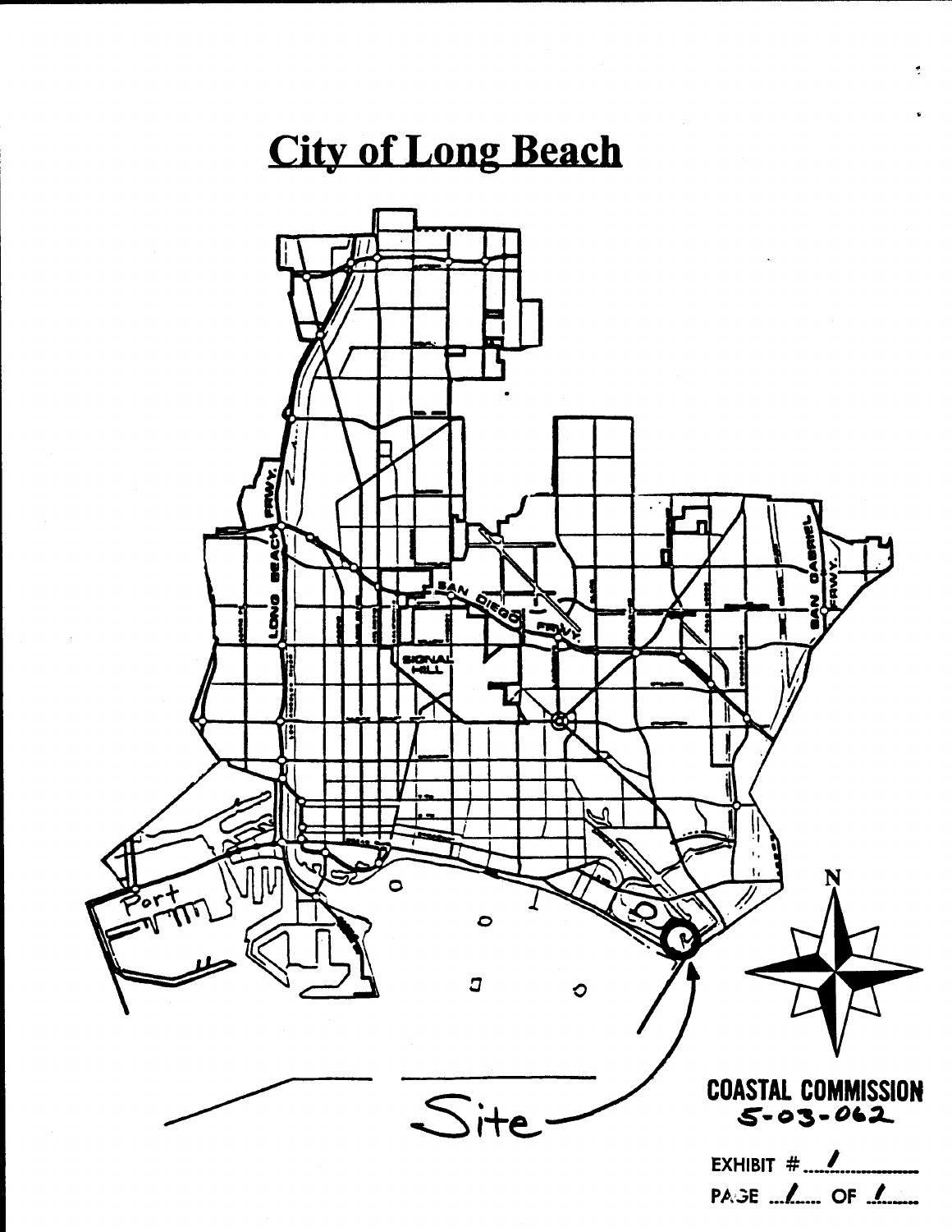# City of Long Beach

Port

Site

**COASTAL COMMISSION**
5-03-062

EXHIBIT # 1

PAGE 1 OF 1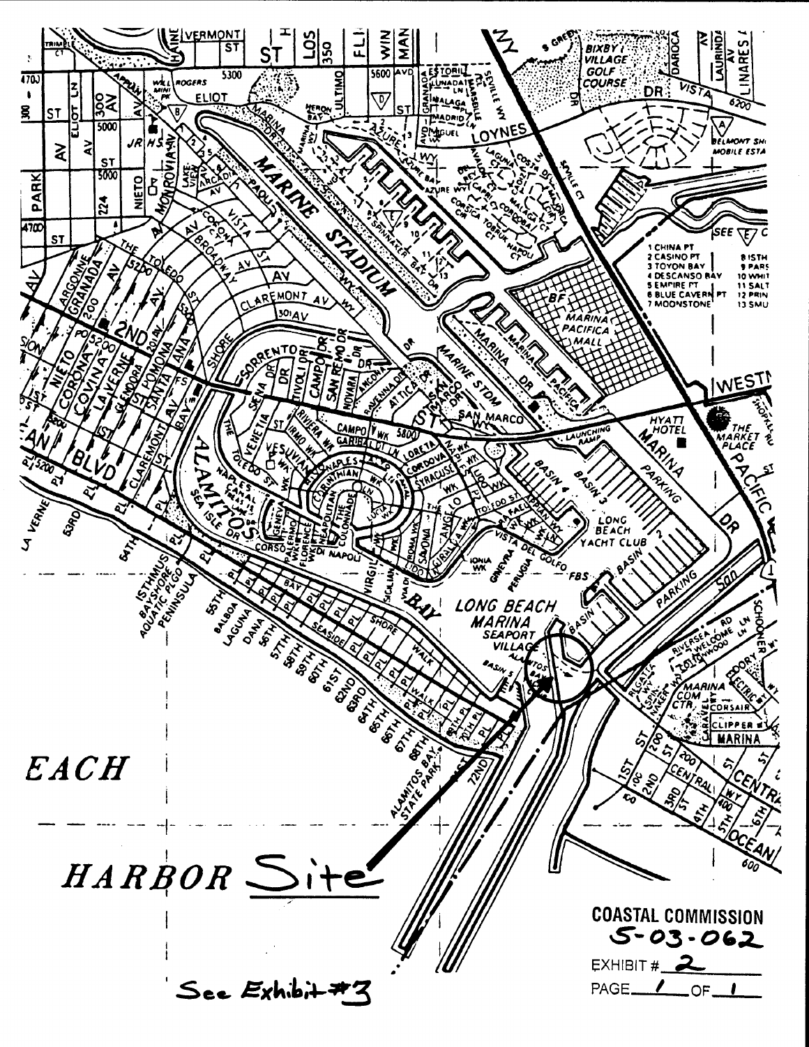HARBOR Site

See Exhibit #3

**COASTAL COMMISSION**

**5-03-062**

EXHIBIT # 2

PAGE 1 OF 1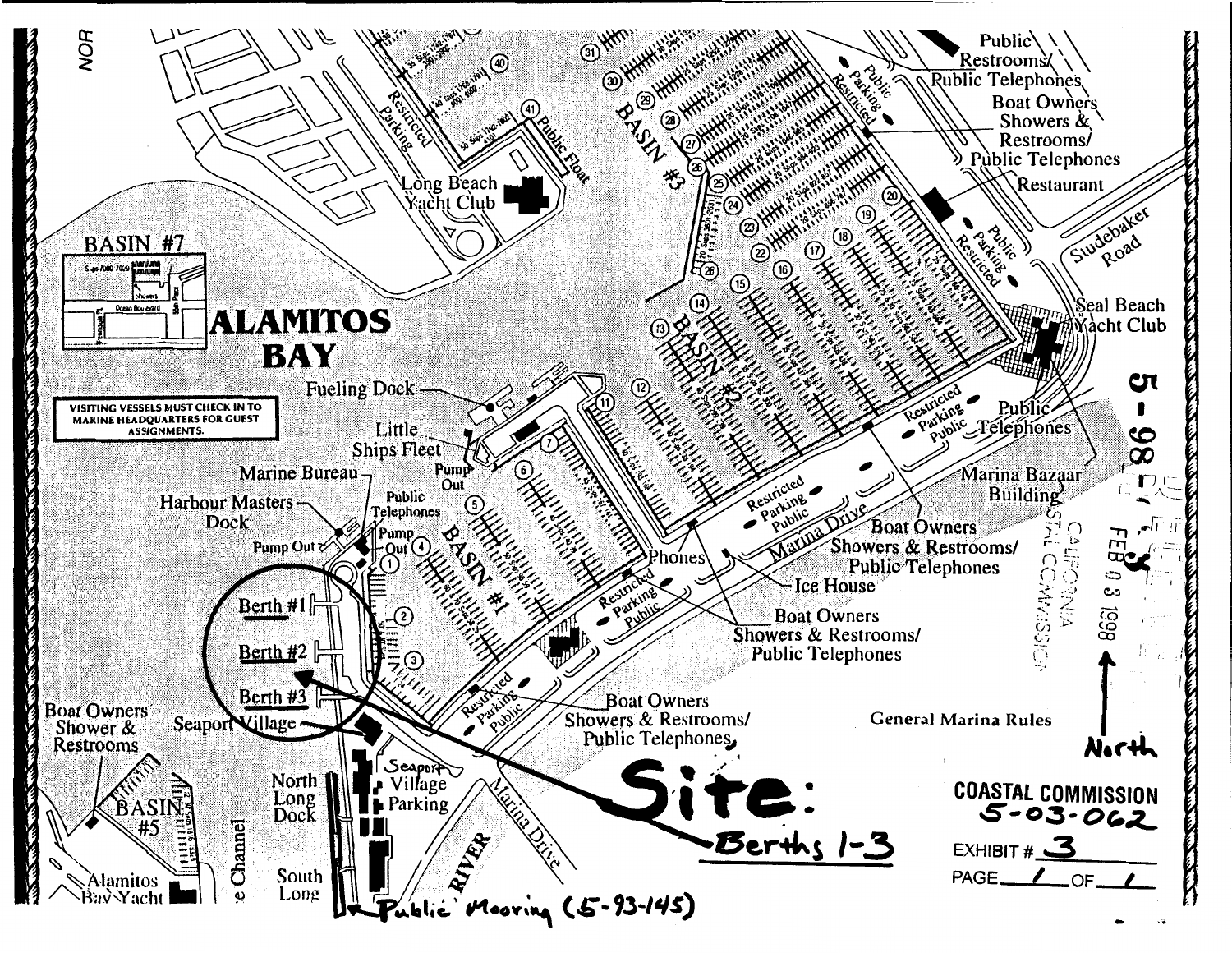ALAMITOS BAY

BASIN #7

VISITING VESSELS MUST CHECK IN TO MARINE HEADQUARTERS FOR GUEST ASSIGNMENTS.

Long Beach Yacht Club

Restricted Parking

Public Float

BASIN #3

BASIN #2

BASIN #1

BASIN #5

Public Restrooms/ Public Telephones

Boat Owners Showers & Restrooms/ Public Telephones

Restaurant

Studebaker Road

Seal Beach Yacht Club

Public Telephones

Marina Bazaar Building

Fueling Dock

Little Ships Fleet

Pump Out

Marine Bureau

Harbour Masters Dock

Public Telephones

Phones

Ice House

Marina Drive

Berth #1

Berth #2

Berth #3

Seaport Village

Seaport Village Parking

North Long Dock

South Long

Boat Owners Shower & Restrooms

Alamitos Bay Yacht

RIVER

General Marina Rules

Site: Berths 1-3

Public Mooring (5-93-145)

North

FEB 03 1998

CALIFORNIA COASTAL COMMISSION

5-98

**COASTAL COMMISSION**

5-03-062

EXHIBIT # 3

PAGE 1 OF 1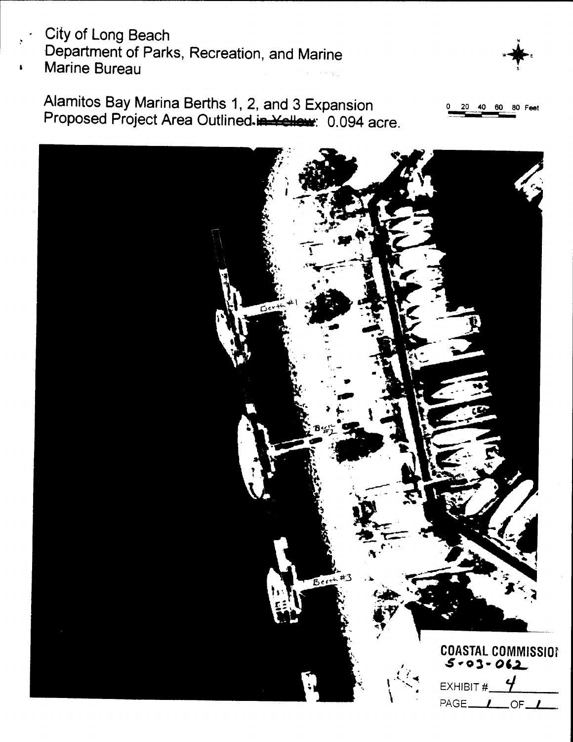City of Long Beach
Department of Parks, Recreation, and Marine
Marine Bureau

Alamitos Bay Marina Berths 1, 2, and 3 Expansion
Proposed Project Area Outlined ~~in Yellow~~: 0.094 acre.

0 20 40 60 80 Feet

Berth #1

Berth #2

Berth #3

COASTAL COMMISSION
5-03-062

EXHIBIT # 4

PAGE 1 OF 1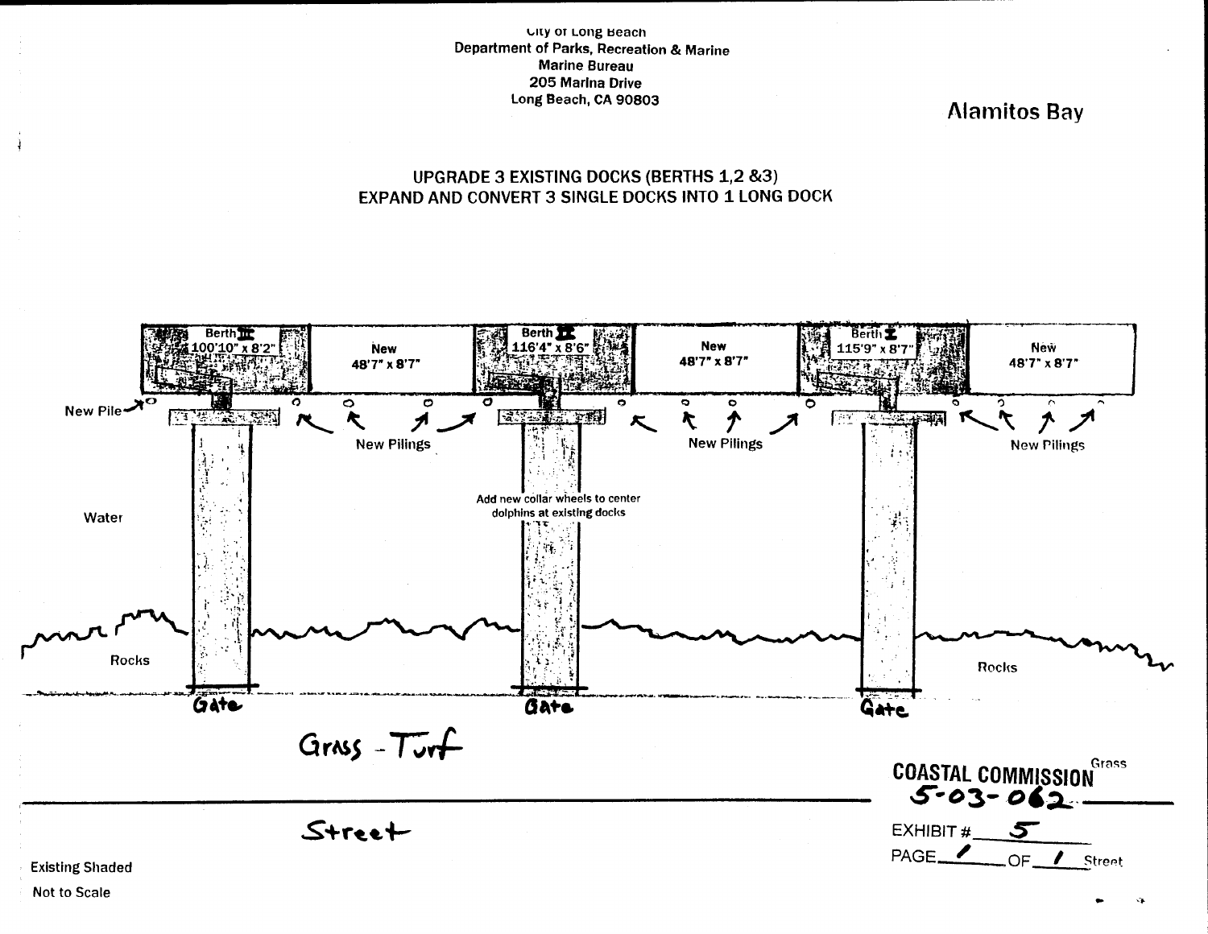City of Long Beach
Department of Parks, Recreation & Marine
Marine Bureau
205 Marina Drive
Long Beach, CA 90803

Alamitos Bay

## UPGRADE 3 EXISTING DOCKS (BERTHS 1,2 &3)
## EXPAND AND CONVERT 3 SINGLE DOCKS INTO 1 LONG DOCK

Berth III
100'10" x 8'2"

New
48'7" x 8'7"

Berth II
116'4" x 8'6"

New
48'7" x 8'7"

Berth I
115'9" x 8'7"

New
48'7" x 8'7"

New Pile

New Pilings

New Pilings

New Pilings

Add new collar wheels to center dolphins at existing docks

Water

Rocks

Rocks

Gate

Gate

Gate

Grass - Turf

Grass

Street

Street

COASTAL COMMISSION
5-03-062

EXHIBIT # 5

PAGE 1 OF 1

Existing Shaded

Not to Scale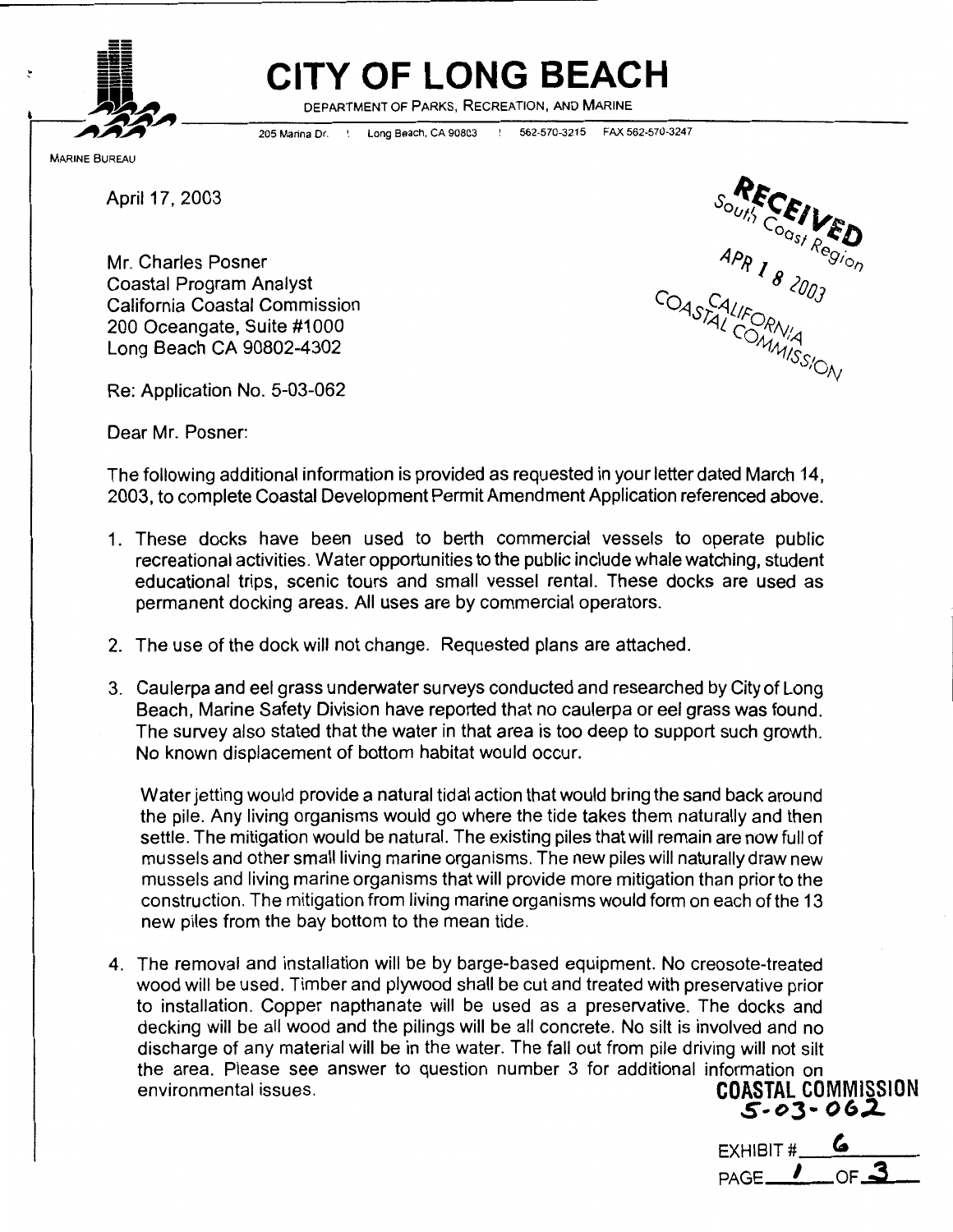# CITY OF LONG BEACH

DEPARTMENT OF PARKS, RECREATION, AND MARINE

205 Marina Dr. | Long Beach, CA 90803 | 562-570-3215 FAX 562-570-3247

MARINE BUREAU

April 17, 2003

RECEIVED
South Coast Region
APR 18 2003
CALIFORNIA
COASTAL COMMISSION

Mr. Charles Posner
Coastal Program Analyst
California Coastal Commission
200 Oceangate, Suite #1000
Long Beach CA 90802-4302

Re: Application No. 5-03-062

Dear Mr. Posner:

The following additional information is provided as requested in your letter dated March 14, 2003, to complete Coastal Development Permit Amendment Application referenced above.

1. These docks have been used to berth commercial vessels to operate public recreational activities. Water opportunities to the public include whale watching, student educational trips, scenic tours and small vessel rental. These docks are used as permanent docking areas. All uses are by commercial operators.

2. The use of the dock will not change. Requested plans are attached.

3. Caulerpa and eel grass underwater surveys conducted and researched by City of Long Beach, Marine Safety Division have reported that no caulerpa or eel grass was found. The survey also stated that the water in that area is too deep to support such growth. No known displacement of bottom habitat would occur.

   Water jetting would provide a natural tidal action that would bring the sand back around the pile. Any living organisms would go where the tide takes them naturally and then settle. The mitigation would be natural. The existing piles that will remain are now full of mussels and other small living marine organisms. The new piles will naturally draw new mussels and living marine organisms that will provide more mitigation than prior to the construction. The mitigation from living marine organisms would form on each of the 13 new piles from the bay bottom to the mean tide.

4. The removal and installation will be by barge-based equipment. No creosote-treated wood will be used. Timber and plywood shall be cut and treated with preservative prior to installation. Copper napthanate will be used as a preservative. The docks and decking will be all wood and the pilings will be all concrete. No silt is involved and no discharge of any material will be in the water. The fall out from pile driving will not silt the area. Please see answer to question number 3 for additional information on environmental issues.

COASTAL COMMISSION
5-03-062

EXHIBIT # 6
PAGE 1 OF 3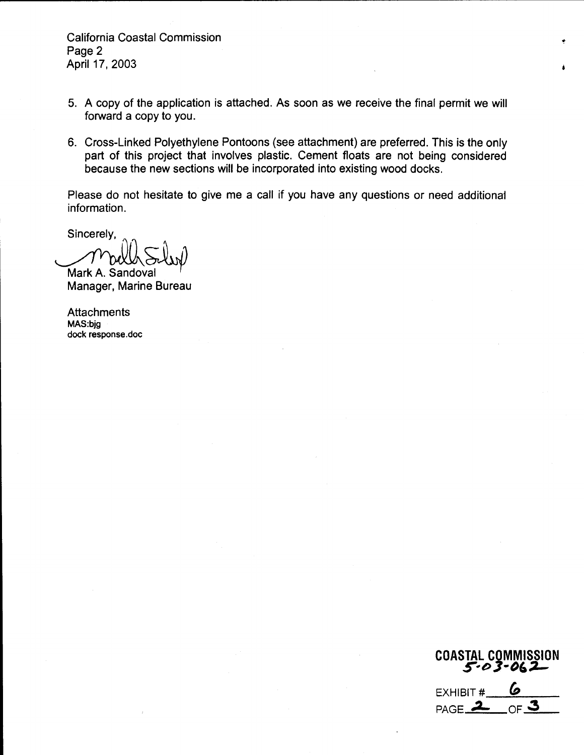5. A copy of the application is attached. As soon as we receive the final permit we will forward a copy to you.

6. Cross-Linked Polyethylene Pontoons (see attachment) are preferred. This is the only part of this project that involves plastic. Cement floats are not being considered because the new sections will be incorporated into existing wood docks.

Please do not hesitate to give me a call if you have any questions or need additional information.

Sincerely,

Mark A. Sandoval
Manager, Marine Bureau

Attachments
MAS:bjg
dock response.doc

COASTAL COMMISSION
5-03-062

EXHIBIT # 6
PAGE 2 OF 3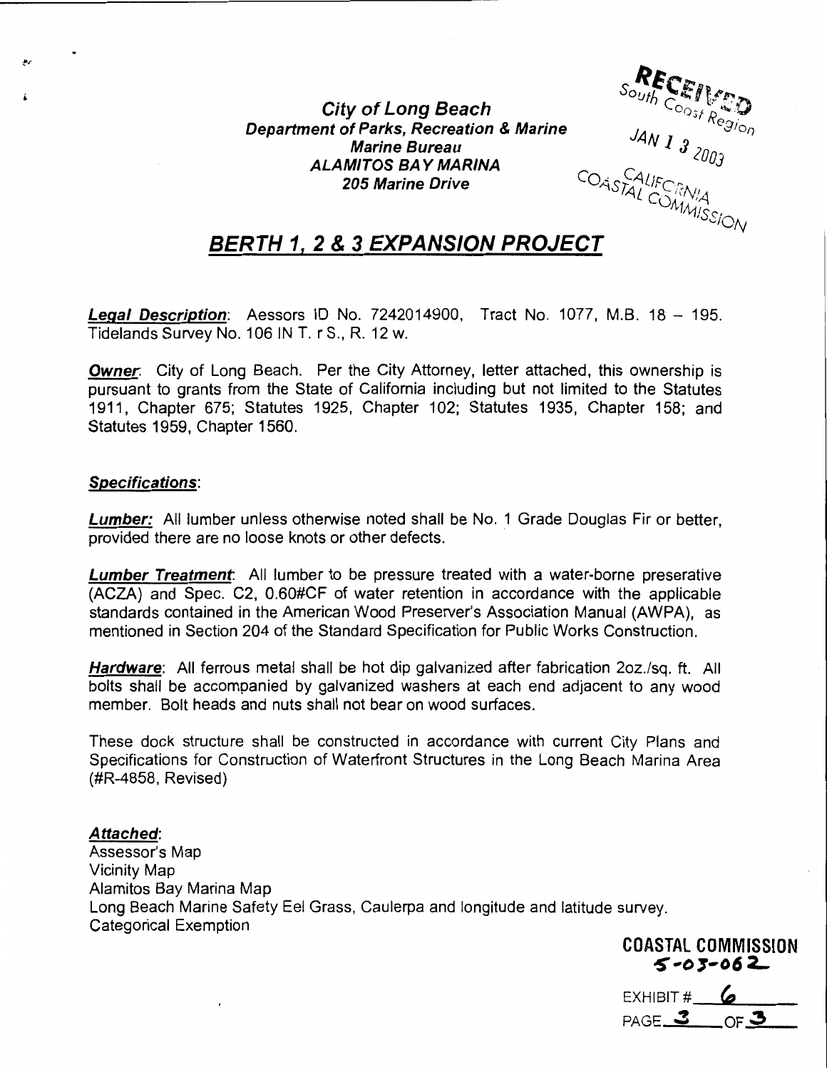**City of Long Beach**
**Department of Parks, Recreation & Marine**
**Marine Bureau**
**ALAMITOS BAY MARINA**
**205 Marine Drive**

RECEIVED
South Coast Region

JAN 13 2003

CALIFORNIA
COASTAL COMMISSION

# BERTH 1, 2 & 3 EXPANSION PROJECT

**Legal Description**: Aessors ID No. 7242014900, Tract No. 1077, M.B. 18 – 195. Tidelands Survey No. 106 IN T. r S., R. 12 w.

**Owner**: City of Long Beach. Per the City Attorney, letter attached, this ownership is pursuant to grants from the State of California including but not limited to the Statutes 1911, Chapter 675; Statutes 1925, Chapter 102; Statutes 1935, Chapter 158; and Statutes 1959, Chapter 1560.

**Specifications**:

**Lumber:** All lumber unless otherwise noted shall be No. 1 Grade Douglas Fir or better, provided there are no loose knots or other defects.

**Lumber Treatment**: All lumber to be pressure treated with a water-borne preserative (ACZA) and Spec. C2, 0.60#CF of water retention in accordance with the applicable standards contained in the American Wood Preserver's Association Manual (AWPA), as mentioned in Section 204 of the Standard Specification for Public Works Construction.

**Hardware**: All ferrous metal shall be hot dip galvanized after fabrication 2oz./sq. ft. All bolts shall be accompanied by galvanized washers at each end adjacent to any wood member. Bolt heads and nuts shall not bear on wood surfaces.

These dock structure shall be constructed in accordance with current City Plans and Specifications for Construction of Waterfront Structures in the Long Beach Marina Area (#R-4858, Revised)

**Attached**:
Assessor's Map
Vicinity Map
Alamitos Bay Marina Map
Long Beach Marine Safety Eel Grass, Caulerpa and longitude and latitude survey.
Categorical Exemption

**COASTAL COMMISSION**
**5-03-062**

EXHIBIT # 6
PAGE 3 OF 3